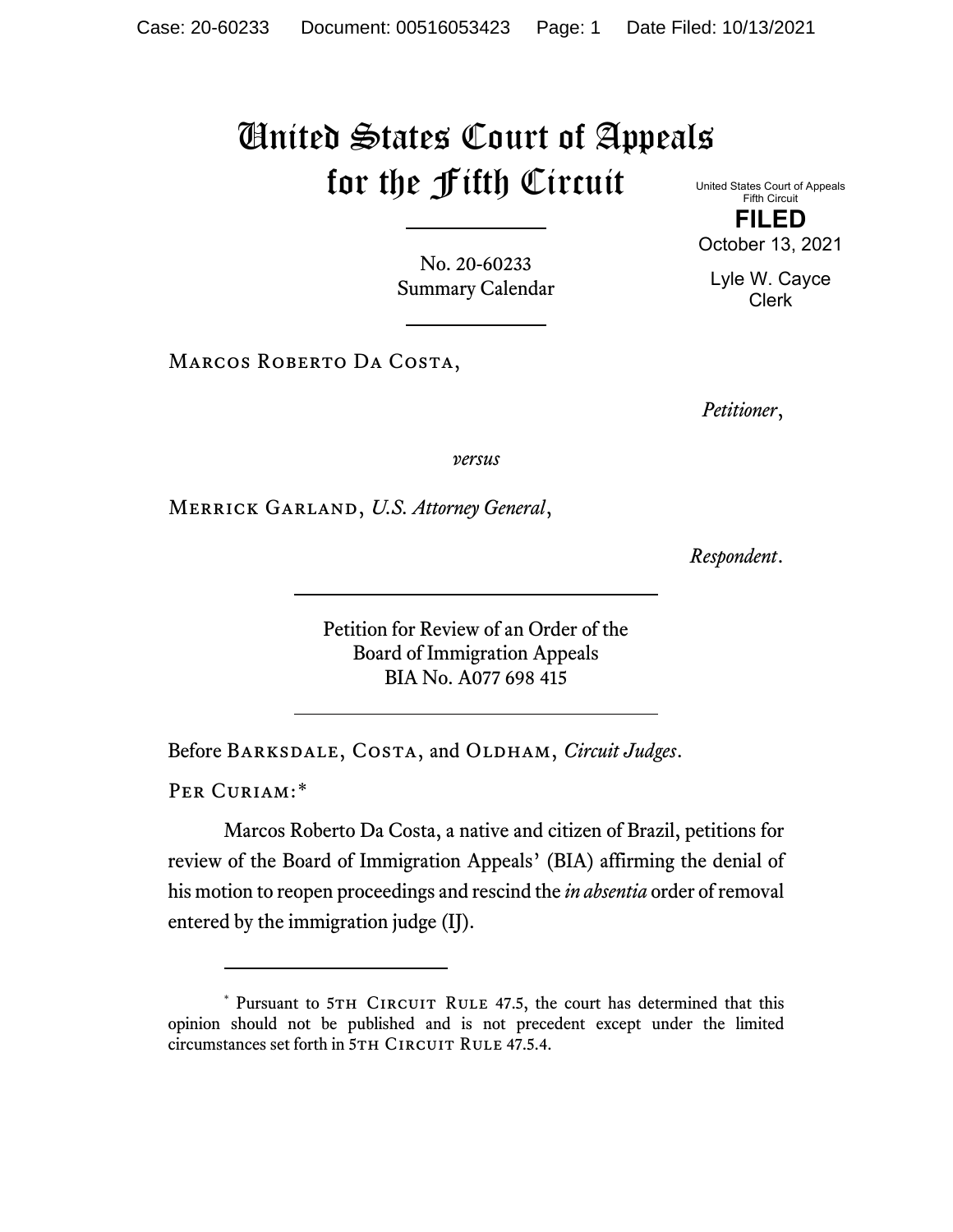# United States Court of Appeals for the Fifth Circuit

United States Court of Appeals
Fifth Circuit

**FILED**

October 13, 2021

Lyle W. Cayce
Clerk

No. 20-60233
Summary Calendar

Marcos Roberto Da Costa,

*Petitioner*,

*versus*

Merrick Garland, *U.S. Attorney General*,

*Respondent*.

Petition for Review of an Order of the
Board of Immigration Appeals
BIA No. A077 698 415

Before Barksdale, Costa, and Oldham, *Circuit Judges*.

Per Curiam:*

Marcos Roberto Da Costa, a native and citizen of Brazil, petitions for review of the Board of Immigration Appeals' (BIA) affirming the denial of his motion to reopen proceedings and rescind the *in absentia* order of removal entered by the immigration judge (IJ).

---

\* Pursuant to 5th Circuit Rule 47.5, the court has determined that this opinion should not be published and is not precedent except under the limited circumstances set forth in 5th Circuit Rule 47.5.4.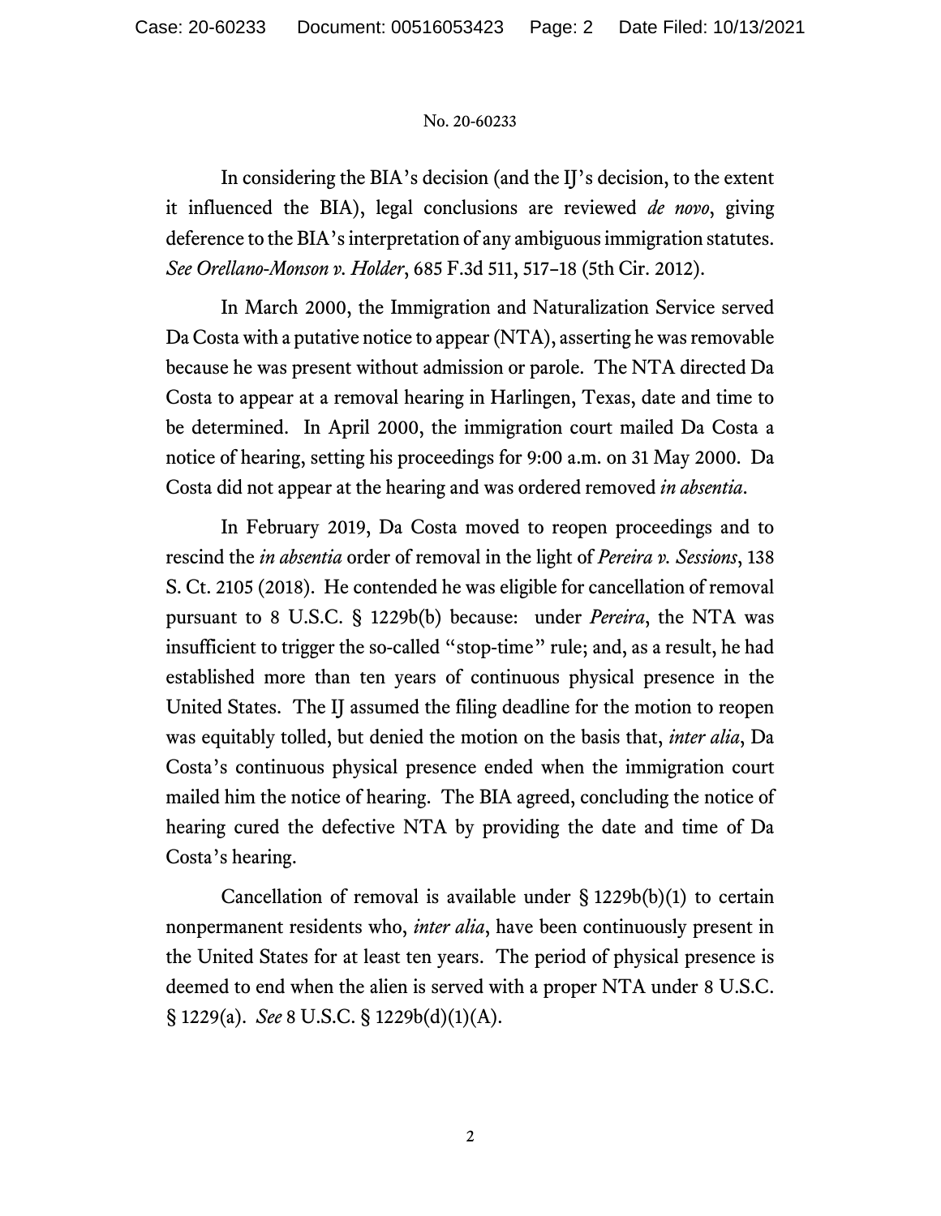In considering the BIA's decision (and the IJ's decision, to the extent it influenced the BIA), legal conclusions are reviewed *de novo*, giving deference to the BIA's interpretation of any ambiguous immigration statutes. *See Orellano-Monson v. Holder*, 685 F.3d 511, 517–18 (5th Cir. 2012).

In March 2000, the Immigration and Naturalization Service served Da Costa with a putative notice to appear (NTA), asserting he was removable because he was present without admission or parole. The NTA directed Da Costa to appear at a removal hearing in Harlingen, Texas, date and time to be determined. In April 2000, the immigration court mailed Da Costa a notice of hearing, setting his proceedings for 9:00 a.m. on 31 May 2000. Da Costa did not appear at the hearing and was ordered removed *in absentia*.

In February 2019, Da Costa moved to reopen proceedings and to rescind the *in absentia* order of removal in the light of *Pereira v. Sessions*, 138 S. Ct. 2105 (2018). He contended he was eligible for cancellation of removal pursuant to 8 U.S.C. § 1229b(b) because: under *Pereira*, the NTA was insufficient to trigger the so-called "stop-time" rule; and, as a result, he had established more than ten years of continuous physical presence in the United States. The IJ assumed the filing deadline for the motion to reopen was equitably tolled, but denied the motion on the basis that, *inter alia*, Da Costa's continuous physical presence ended when the immigration court mailed him the notice of hearing. The BIA agreed, concluding the notice of hearing cured the defective NTA by providing the date and time of Da Costa's hearing.

Cancellation of removal is available under § 1229b(b)(1) to certain nonpermanent residents who, *inter alia*, have been continuously present in the United States for at least ten years. The period of physical presence is deemed to end when the alien is served with a proper NTA under 8 U.S.C. § 1229(a). *See* 8 U.S.C. § 1229b(d)(1)(A).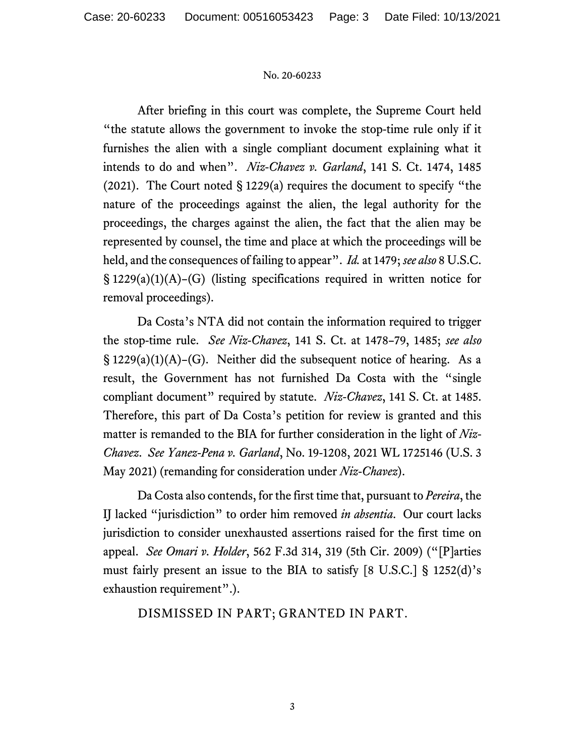After briefing in this court was complete, the Supreme Court held "the statute allows the government to invoke the stop-time rule only if it furnishes the alien with a single compliant document explaining what it intends to do and when". *Niz-Chavez v. Garland*, 141 S. Ct. 1474, 1485 (2021). The Court noted § 1229(a) requires the document to specify "the nature of the proceedings against the alien, the legal authority for the proceedings, the charges against the alien, the fact that the alien may be represented by counsel, the time and place at which the proceedings will be held, and the consequences of failing to appear". *Id.* at 1479; *see also* 8 U.S.C. § 1229(a)(1)(A)–(G) (listing specifications required in written notice for removal proceedings).

Da Costa's NTA did not contain the information required to trigger the stop-time rule. *See Niz-Chavez*, 141 S. Ct. at 1478–79, 1485; *see also* § 1229(a)(1)(A)–(G). Neither did the subsequent notice of hearing. As a result, the Government has not furnished Da Costa with the "single compliant document" required by statute. *Niz-Chavez*, 141 S. Ct. at 1485. Therefore, this part of Da Costa's petition for review is granted and this matter is remanded to the BIA for further consideration in the light of *Niz-Chavez*. *See Yanez-Pena v. Garland*, No. 19-1208, 2021 WL 1725146 (U.S. 3 May 2021) (remanding for consideration under *Niz-Chavez*).

Da Costa also contends, for the first time that, pursuant to *Pereira*, the IJ lacked "jurisdiction" to order him removed *in absentia*. Our court lacks jurisdiction to consider unexhausted assertions raised for the first time on appeal. *See Omari v. Holder*, 562 F.3d 314, 319 (5th Cir. 2009) ("[P]arties must fairly present an issue to the BIA to satisfy [8 U.S.C.] § 1252(d)'s exhaustion requirement".).

DISMISSED IN PART; GRANTED IN PART.